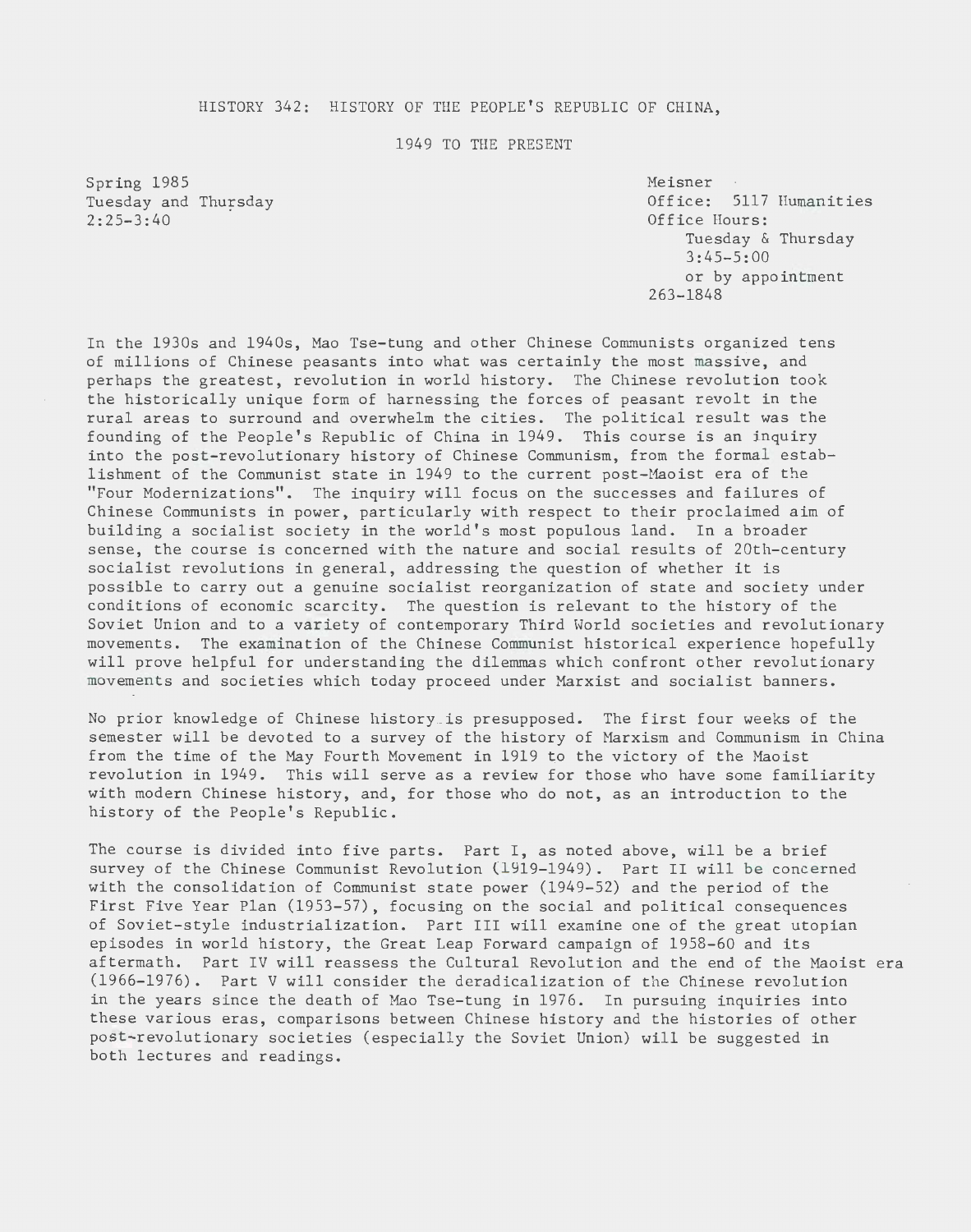# HISTORY 342: HISTORY OF THE PEOPLE'S REPUBLIC OF CHINA, 1949 TO THE PRESENT

Spring 1985
Tuesday and Thursday
2:25-3:40

Meisner
Office: 5117 Humanities
Office Hours:
Tuesday & Thursday
3:45-5:00
or by appointment
263-1848

In the 1930s and 1940s, Mao Tse-tung and other Chinese Communists organized tens of millions of Chinese peasants into what was certainly the most massive, and perhaps the greatest, revolution in world history. The Chinese revolution took the historically unique form of harnessing the forces of peasant revolt in the rural areas to surround and overwhelm the cities. The political result was the founding of the People's Republic of China in 1949. This course is an inquiry into the post-revolutionary history of Chinese Communism, from the formal establishment of the Communist state in 1949 to the current post-Maoist era of the "Four Modernizations". The inquiry will focus on the successes and failures of Chinese Communists in power, particularly with respect to their proclaimed aim of building a socialist society in the world's most populous land. In a broader sense, the course is concerned with the nature and social results of 20th-century socialist revolutions in general, addressing the question of whether it is possible to carry out a genuine socialist reorganization of state and society under conditions of economic scarcity. The question is relevant to the history of the Soviet Union and to a variety of contemporary Third World societies and revolutionary movements. The examination of the Chinese Communist historical experience hopefully will prove helpful for understanding the dilemmas which confront other revolutionary movements and societies which today proceed under Marxist and socialist banners.

No prior knowledge of Chinese history is presupposed. The first four weeks of the semester will be devoted to a survey of the history of Marxism and Communism in China from the time of the May Fourth Movement in 1919 to the victory of the Maoist revolution in 1949. This will serve as a review for those who have some familiarity with modern Chinese history, and, for those who do not, as an introduction to the history of the People's Republic.

The course is divided into five parts. Part I, as noted above, will be a brief survey of the Chinese Communist Revolution (1919-1949). Part II will be concerned with the consolidation of Communist state power (1949-52) and the period of the First Five Year Plan (1953-57), focusing on the social and political consequences of Soviet-style industrialization. Part III will examine one of the great utopian episodes in world history, the Great Leap Forward campaign of 1958-60 and its aftermath. Part IV will reassess the Cultural Revolution and the end of the Maoist era (1966-1976). Part V will consider the deradicalization of the Chinese revolution in the years since the death of Mao Tse-tung in 1976. In pursuing inquiries into these various eras, comparisons between Chinese history and the histories of other post-revolutionary societies (especially the Soviet Union) will be suggested in both lectures and readings.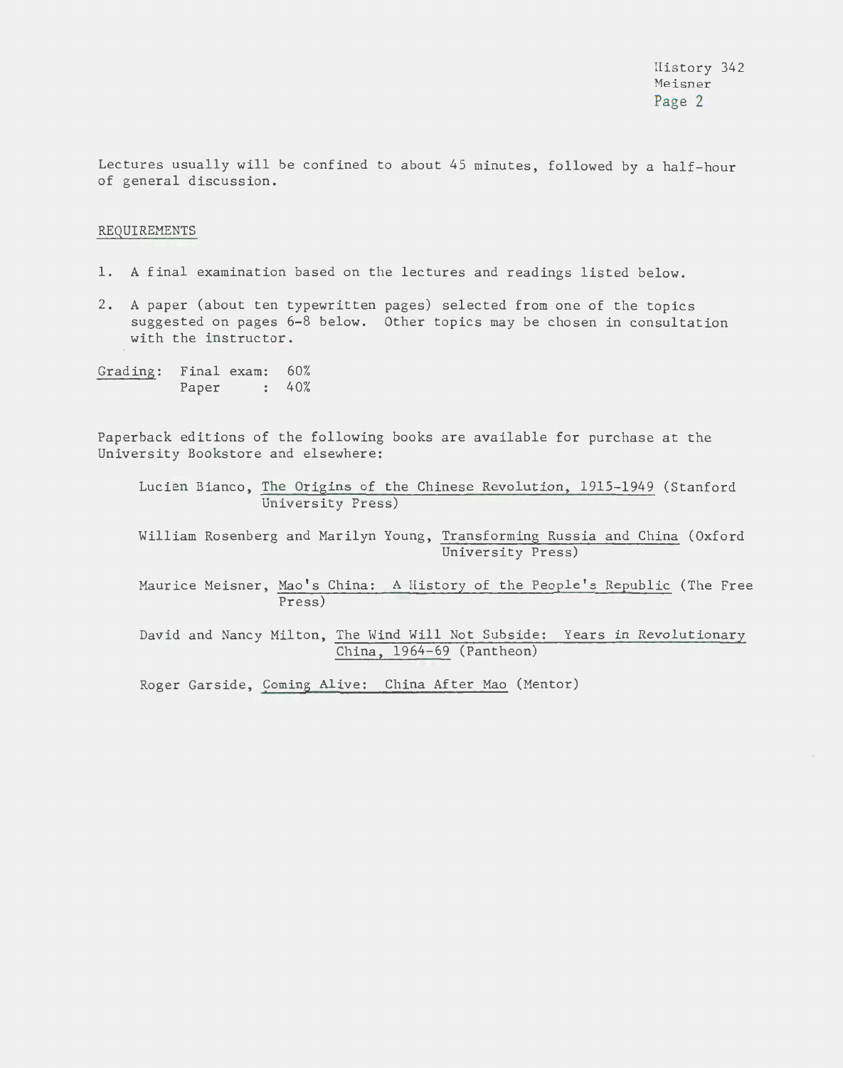Lectures usually will be confined to about 45 minutes, followed by a half-hour of general discussion.

## REQUIREMENTS

1. A final examination based on the lectures and readings listed below.
2. A paper (about ten typewritten pages) selected from one of the topics suggested on pages 6-8 below. Other topics may be chosen in consultation with the instructor.

Grading:

| | |
|---|---|
| Final exam: | 60% |
| Paper: | 40% |

Paperback editions of the following books are available for purchase at the University Bookstore and elsewhere:

- Lucien Bianco, The Origins of the Chinese Revolution, 1915-1949 (Stanford University Press)
- William Rosenberg and Marilyn Young, Transforming Russia and China (Oxford University Press)
- Maurice Meisner, Mao's China: A History of the People's Republic (The Free Press)
- David and Nancy Milton, The Wind Will Not Subside: Years in Revolutionary China, 1964-69 (Pantheon)
- Roger Garside, Coming Alive: China After Mao (Mentor)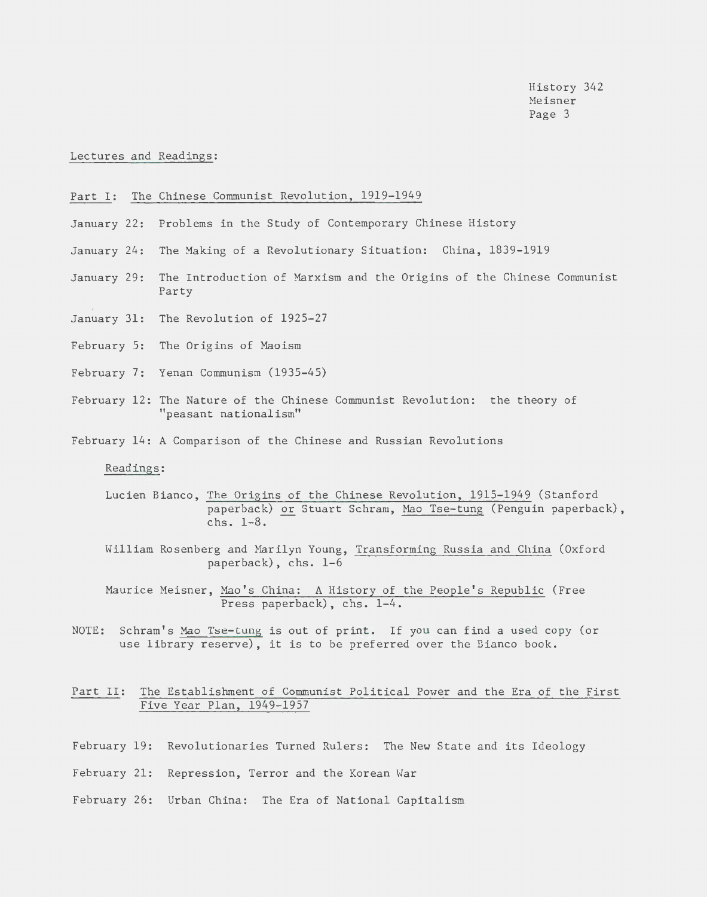## Lectures and Readings:

### Part I: The Chinese Communist Revolution, 1919-1949

January 22: Problems in the Study of Contemporary Chinese History

January 24: The Making of a Revolutionary Situation: China, 1839-1919

January 29: The Introduction of Marxism and the Origins of the Chinese Communist Party

January 31: The Revolution of 1925-27

February 5: The Origins of Maoism

February 7: Yenan Communism (1935-45)

February 12: The Nature of the Chinese Communist Revolution: the theory of "peasant nationalism"

February 14: A Comparison of the Chinese and Russian Revolutions

Readings:

Lucien Bianco, *The Origins of the Chinese Revolution, 1915-1949* (Stanford paperback) *or* Stuart Schram, *Mao Tse-tung* (Penguin paperback), chs. 1-8.

William Rosenberg and Marilyn Young, *Transforming Russia and China* (Oxford paperback), chs. 1-6

Maurice Meisner, *Mao's China: A History of the People's Republic* (Free Press paperback), chs. 1-4.

NOTE: Schram's *Mao Tse-tung* is out of print. If you can find a used copy (or use library reserve), it is to be preferred over the Bianco book.

### Part II: The Establishment of Communist Political Power and the Era of the First Five Year Plan, 1949-1957

February 19: Revolutionaries Turned Rulers: The New State and its Ideology

February 21: Repression, Terror and the Korean War

February 26: Urban China: The Era of National Capitalism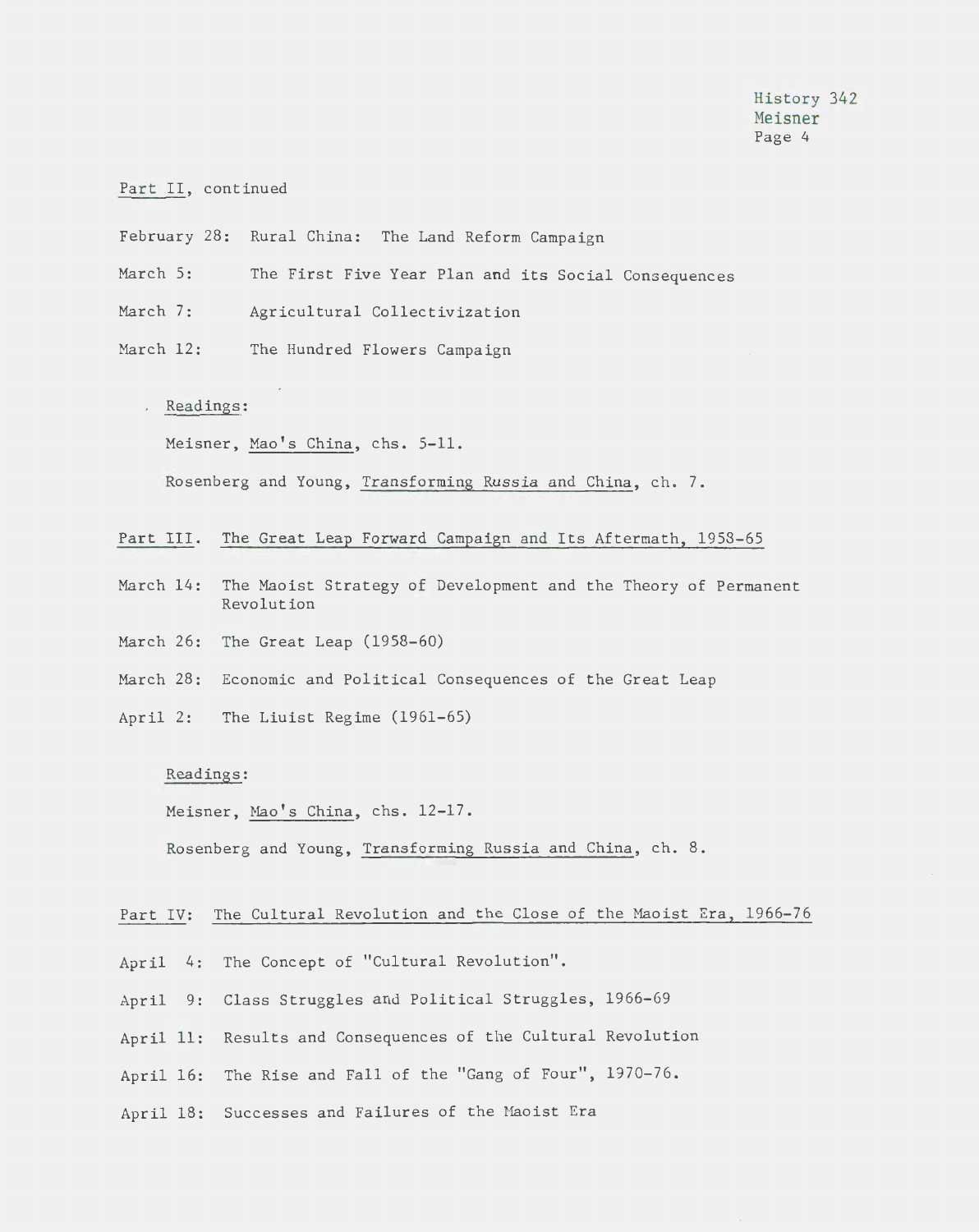Part II, continued

February 28: Rural China: The Land Reform Campaign

March 5: The First Five Year Plan and its Social Consequences

March 7: Agricultural Collectivization

March 12: The Hundred Flowers Campaign

Readings:

Meisner, *Mao's China*, chs. 5-11.

Rosenberg and Young, *Transforming Russia and China*, ch. 7.

## Part III. The Great Leap Forward Campaign and Its Aftermath, 1958-65

March 14: The Maoist Strategy of Development and the Theory of Permanent Revolution

March 26: The Great Leap (1958-60)

March 28: Economic and Political Consequences of the Great Leap

April 2: The Liuist Regime (1961-65)

Readings:

Meisner, *Mao's China*, chs. 12-17.

Rosenberg and Young, *Transforming Russia and China*, ch. 8.

## Part IV: The Cultural Revolution and the Close of the Maoist Era, 1966-76

April 4: The Concept of "Cultural Revolution".

April 9: Class Struggles and Political Struggles, 1966-69

April 11: Results and Consequences of the Cultural Revolution

April 16: The Rise and Fall of the "Gang of Four", 1970-76.

April 18: Successes and Failures of the Maoist Era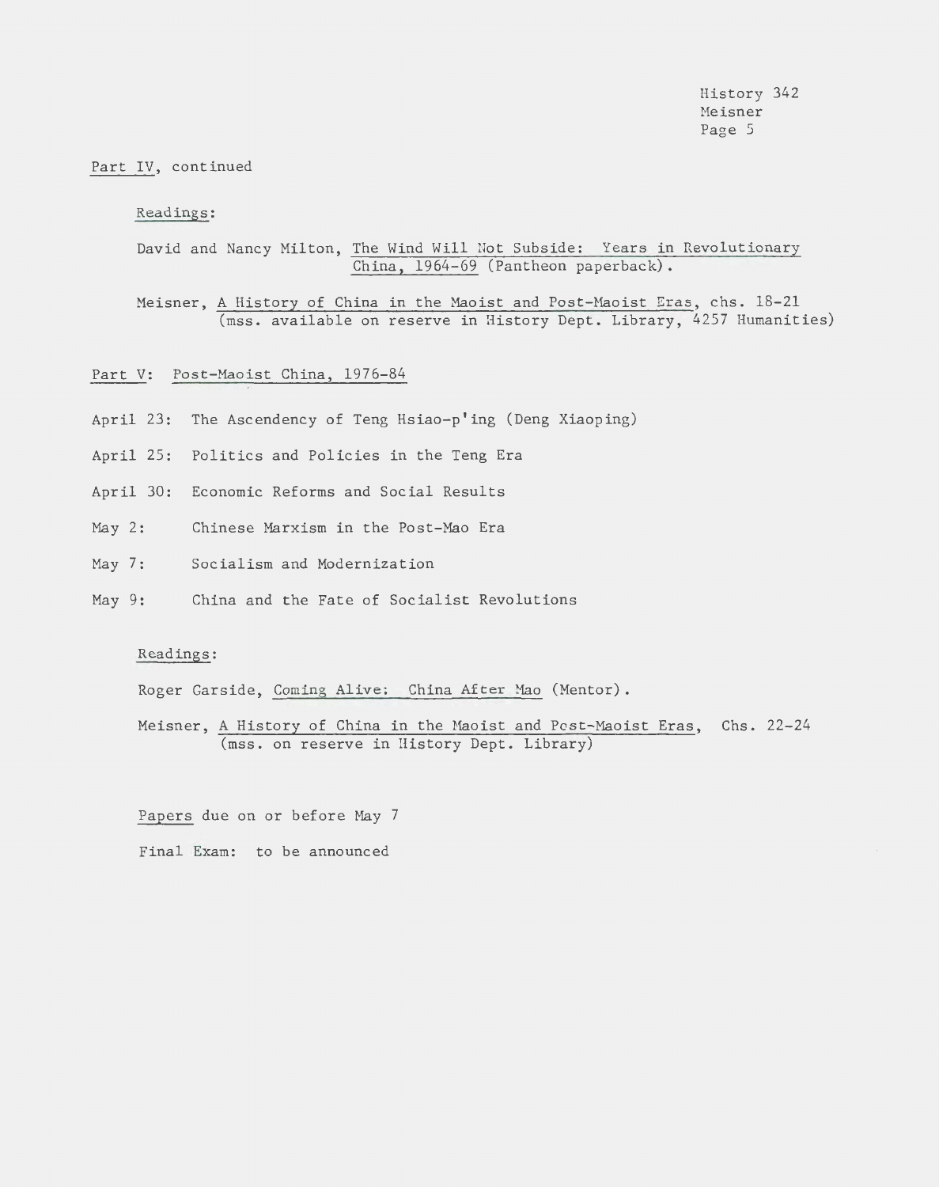Part IV, continued

Readings:

David and Nancy Milton, The Wind Will Not Subside: Years in Revolutionary China, 1964-69 (Pantheon paperback).

Meisner, A History of China in the Maoist and Post-Maoist Eras, chs. 18-21 (mss. available on reserve in History Dept. Library, 4257 Humanities)

Part V: Post-Maoist China, 1976-84

April 23: The Ascendency of Teng Hsiao-p'ing (Deng Xiaoping)

April 25: Politics and Policies in the Teng Era

April 30: Economic Reforms and Social Results

May 2: Chinese Marxism in the Post-Mao Era

May 7: Socialism and Modernization

May 9: China and the Fate of Socialist Revolutions

Readings:

Roger Garside, Coming Alive: China After Mao (Mentor).

Meisner, A History of China in the Maoist and Post-Maoist Eras, Chs. 22-24 (mss. on reserve in History Dept. Library)

Papers due on or before May 7

Final Exam: to be announced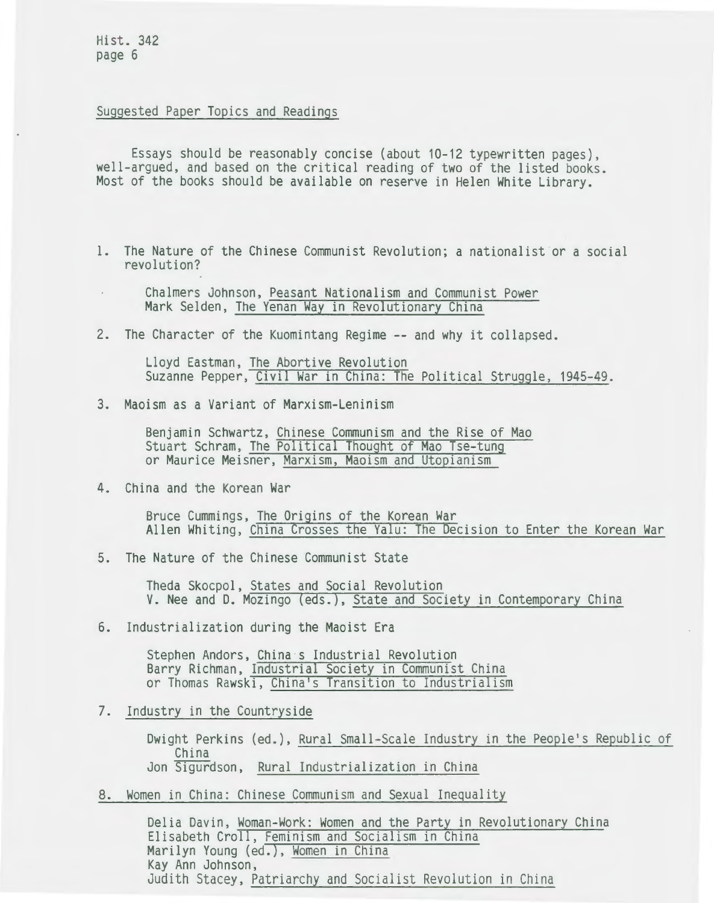## Suggested Paper Topics and Readings

Essays should be reasonably concise (about 10-12 typewritten pages), well-argued, and based on the critical reading of two of the listed books. Most of the books should be available on reserve in Helen White Library.

1. The Nature of the Chinese Communist Revolution; a nationalist or a social revolution?

   Chalmers Johnson, Peasant Nationalism and Communist Power
   Mark Selden, The Yenan Way in Revolutionary China

2. The Character of the Kuomintang Regime -- and why it collapsed.

   Lloyd Eastman, The Abortive Revolution
   Suzanne Pepper, Civil War in China: The Political Struggle, 1945-49.

3. Maoism as a Variant of Marxism-Leninism

   Benjamin Schwartz, Chinese Communism and the Rise of Mao
   Stuart Schram, The Political Thought of Mao Tse-tung
   or Maurice Meisner, Marxism, Maoism and Utopianism

4. China and the Korean War

   Bruce Cummings, The Origins of the Korean War
   Allen Whiting, China Crosses the Yalu: The Decision to Enter the Korean War

5. The Nature of the Chinese Communist State

   Theda Skocpol, States and Social Revolution
   V. Nee and D. Mozingo (eds.), State and Society in Contemporary China

6. Industrialization during the Maoist Era

   Stephen Andors, China s Industrial Revolution
   Barry Richman, Industrial Society in Communist China
   or Thomas Rawski, China's Transition to Industrialism

7. Industry in the Countryside

   Dwight Perkins (ed.), Rural Small-Scale Industry in the People's Republic of China
   Jon Sigurdson, Rural Industrialization in China

8. Women in China: Chinese Communism and Sexual Inequality

   Delia Davin, Woman-Work: Women and the Party in Revolutionary China
   Elisabeth Croll, Feminism and Socialism in China
   Marilyn Young (ed.), Women in China
   Kay Ann Johnson,
   Judith Stacey, Patriarchy and Socialist Revolution in China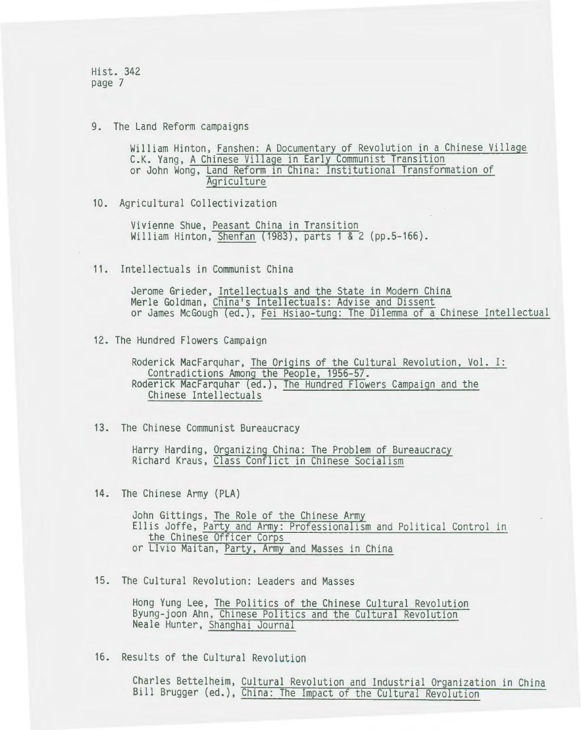9. The Land Reform campaigns

   William Hinton, Fanshen: A Documentary of Revolution in a Chinese Village
   C.K. Yang, A Chinese Village in Early Communist Transition
   or John Wong, Land Reform in China: Institutional Transformation of Agriculture

10. Agricultural Collectivization

    Vivienne Shue, Peasant China in Transition
    William Hinton, Shenfan (1983), parts 1 & 2 (pp.5-166).

11. Intellectuals in Communist China

    Jerome Grieder, Intellectuals and the State in Modern China
    Merle Goldman, China's Intellectuals: Advise and Dissent
    or James McGough (ed.), Fei Hsiao-tung: The Dilemma of a Chinese Intellectual

12. The Hundred Flowers Campaign

    Roderick MacFarquhar, The Origins of the Cultural Revolution, Vol. I: Contradictions Among the People, 1956-57.
    Roderick MacFarquhar (ed.), The Hundred Flowers Campaign and the Chinese Intellectuals

13. The Chinese Communist Bureaucracy

    Harry Harding, Organizing China: The Problem of Bureaucracy
    Richard Kraus, Class Conflict in Chinese Socialism

14. The Chinese Army (PLA)

    John Gittings, The Role of the Chinese Army
    Ellis Joffe, Party and Army: Professionalism and Political Control in the Chinese Officer Corps
    or LIvio Maitan, Party, Army and Masses in China

15. The Cultural Revolution: Leaders and Masses

    Hong Yung Lee, The Politics of the Chinese Cultural Revolution
    Byung-joon Ahn, Chinese Politics and the Cultural Revolution
    Neale Hunter, Shanghai Journal

16. Results of the Cultural Revolution

    Charles Bettelheim, Cultural Revolution and Industrial Organization in China
    Bill Brugger (ed.), China: The Impact of the Cultural Revolution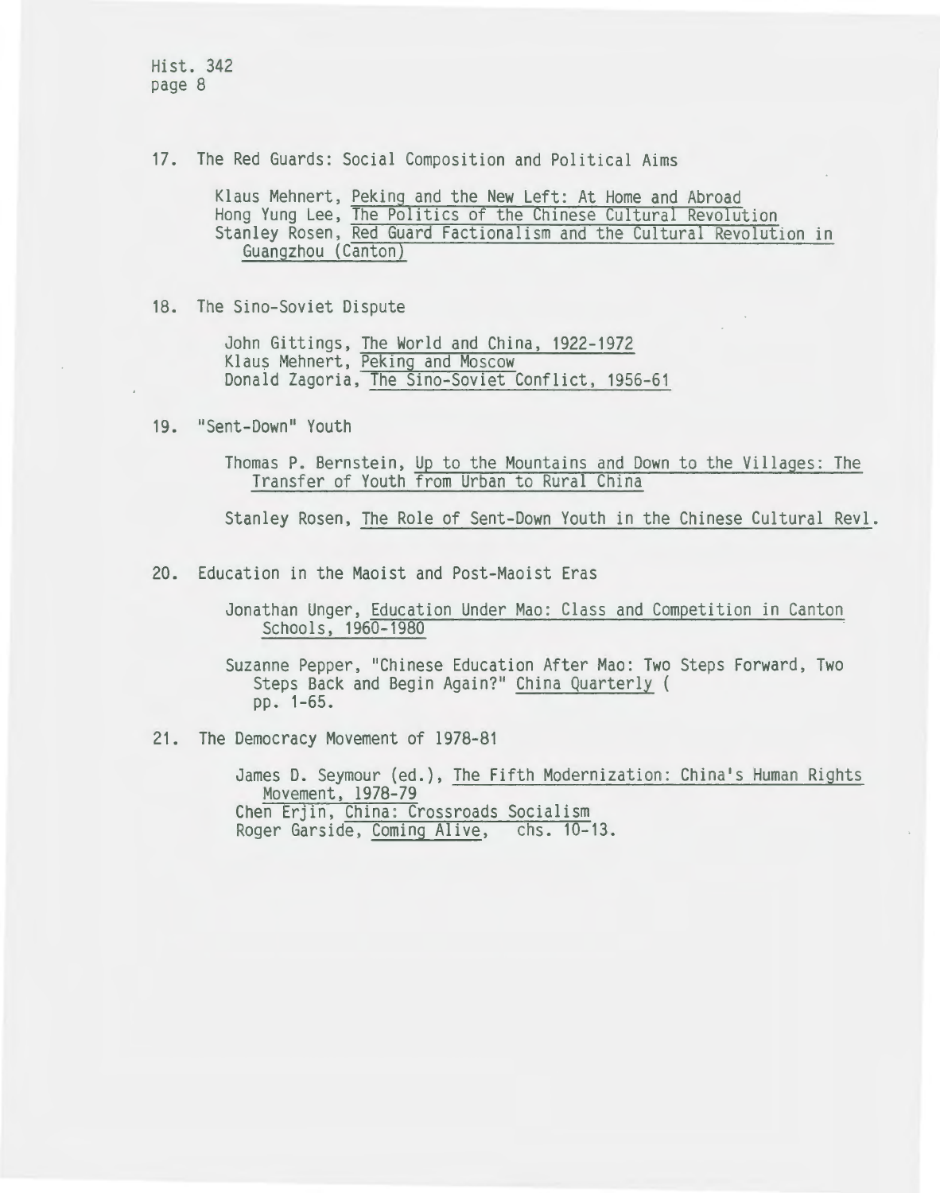17. The Red Guards: Social Composition and Political Aims

    Klaus Mehnert, Peking and the New Left: At Home and Abroad
    Hong Yung Lee, The Politics of the Chinese Cultural Revolution
    Stanley Rosen, Red Guard Factionalism and the Cultural Revolution in Guangzhou (Canton)

18. The Sino-Soviet Dispute

    John Gittings, The World and China, 1922-1972
    Klaus Mehnert, Peking and Moscow
    Donald Zagoria, The Sino-Soviet Conflict, 1956-61

19. "Sent-Down" Youth

    Thomas P. Bernstein, Up to the Mountains and Down to the Villages: The Transfer of Youth from Urban to Rural China

    Stanley Rosen, The Role of Sent-Down Youth in the Chinese Cultural Revl.

20. Education in the Maoist and Post-Maoist Eras

    Jonathan Unger, Education Under Mao: Class and Competition in Canton Schools, 1960-1980

    Suzanne Pepper, "Chinese Education After Mao: Two Steps Forward, Two Steps Back and Begin Again?" China Quarterly ( pp. 1-65.

21. The Democracy Movement of 1978-81

    James D. Seymour (ed.), The Fifth Modernization: China's Human Rights Movement, 1978-79
    Chen Erjin, China: Crossroads Socialism
    Roger Garside, Coming Alive, chs. 10-13.